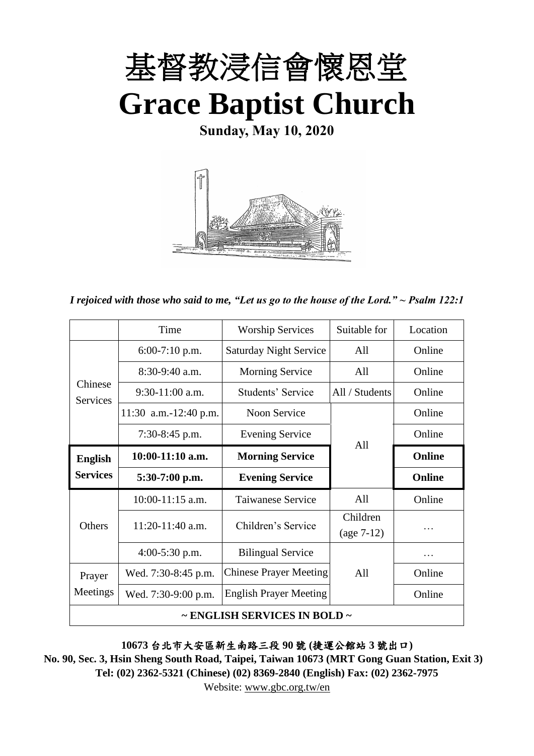# 基督教浸信會懷恩堂
# Grace Baptist Church

**Sunday, May 10, 2020**

*I rejoiced with those who said to me, "Let us go to the house of the Lord." ~ Psalm 122:1*

| | Time | Worship Services | Suitable for | Location |
|---|---|---|---|---|
| Chinese Services | 6:00-7:10 p.m. | Saturday Night Service | All | Online |
| | 8:30-9:40 a.m. | Morning Service | All | Online |
| | 9:30-11:00 a.m. | Students' Service | All / Students | Online |
| | 11:30 a.m.-12:40 p.m. | Noon Service | All | Online |
| | 7:30-8:45 p.m. | Evening Service | | Online |
| **English Services** | **10:00-11:10 a.m.** | **Morning Service** | | **Online** |
| | **5:30-7:00 p.m.** | **Evening Service** | | **Online** |
| Others | 10:00-11:15 a.m. | Taiwanese Service | All | Online |
| | 11:20-11:40 a.m. | Children's Service | Children (age 7-12) | … |
| | 4:00-5:30 p.m. | Bilingual Service | All | … |
| Prayer Meetings | Wed. 7:30-8:45 p.m. | Chinese Prayer Meeting | | Online |
| | Wed. 7:30-9:00 p.m. | English Prayer Meeting | | Online |
| **~ ENGLISH SERVICES IN BOLD ~** | | | | |

**10673 台北市大安區新生南路三段 90 號 (捷運公館站 3 號出口)**

**No. 90, Sec. 3, Hsin Sheng South Road, Taipei, Taiwan 10673 (MRT Gong Guan Station, Exit 3)**

**Tel: (02) 2362-5321 (Chinese) (02) 8369-2840 (English) Fax: (02) 2362-7975**

Website: www.gbc.org.tw/en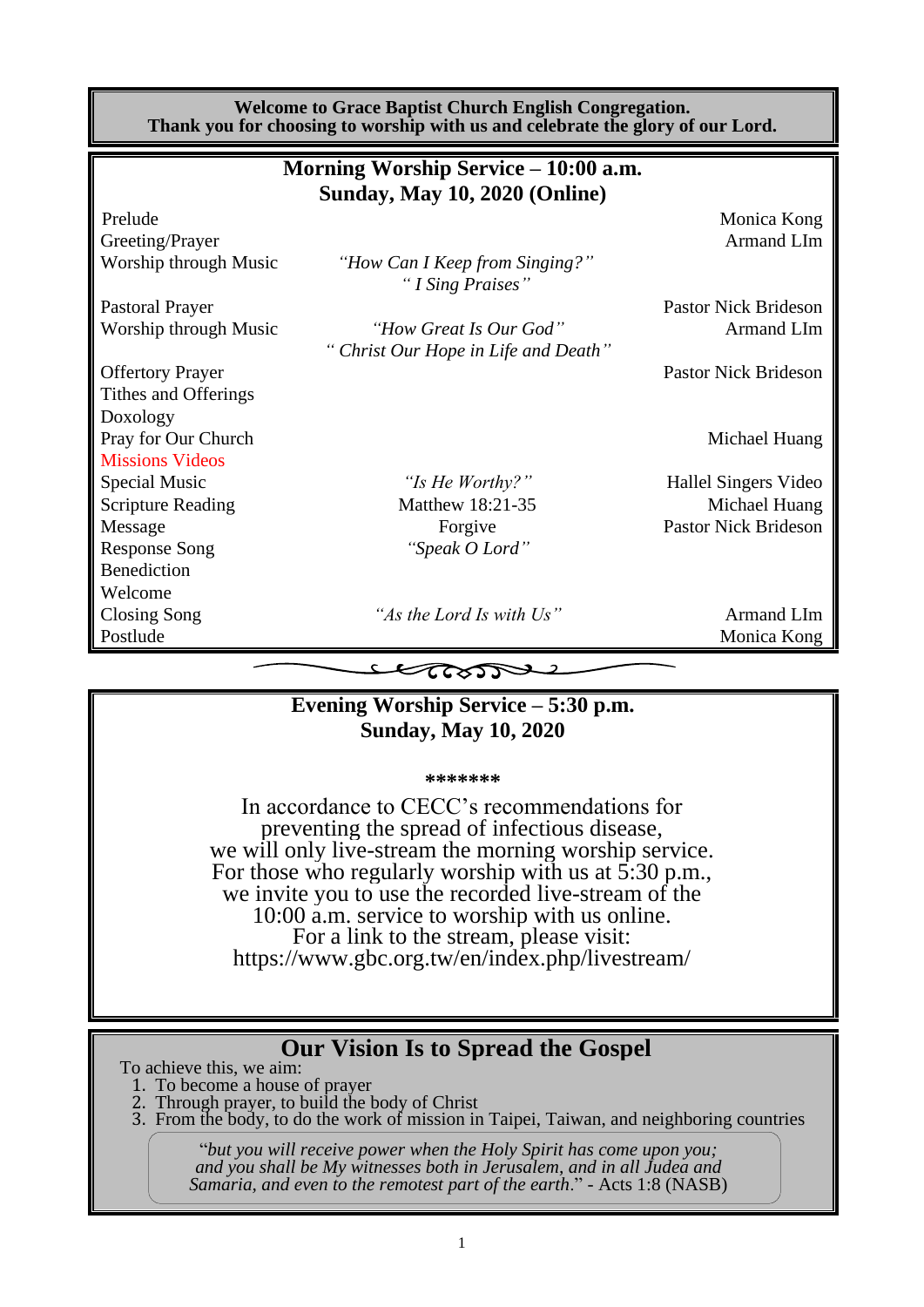**Welcome to Grace Baptist Church English Congregation.**
**Thank you for choosing to worship with us and celebrate the glory of our Lord.**

## Morning Worship Service – 10:00 a.m.
## Sunday, May 10, 2020 (Online)

| | | |
|---|---|---|
| Prelude | | Monica Kong |
| Greeting/Prayer | | Armand LIm |
| Worship through Music | *"How Can I Keep from Singing?"* *" I Sing Praises"* | |
| Pastoral Prayer | | Pastor Nick Brideson |
| Worship through Music | *"How Great Is Our God"* *" Christ Our Hope in Life and Death"* | Armand LIm |
| Offertory Prayer | | Pastor Nick Brideson |
| Tithes and Offerings | | |
| Doxology | | |
| Pray for Our Church | | Michael Huang |
| Missions Videos | | |
| Special Music | *"Is He Worthy?"* | Hallel Singers Video |
| Scripture Reading | Matthew 18:21-35 | Michael Huang |
| Message | Forgive | Pastor Nick Brideson |
| Response Song | *"Speak O Lord"* | |
| Benediction | | |
| Welcome | | |
| Closing Song | *"As the Lord Is with Us"* | Armand LIm |
| Postlude | | Monica Kong |

## Evening Worship Service – 5:30 p.m.
## Sunday, May 10, 2020

*******

In accordance to CECC's recommendations for preventing the spread of infectious disease, we will only live-stream the morning worship service. For those who regularly worship with us at 5:30 p.m., we invite you to use the recorded live-stream of the 10:00 a.m. service to worship with us online. For a link to the stream, please visit: https://www.gbc.org.tw/en/index.php/livestream/

## Our Vision Is to Spread the Gospel

To achieve this, we aim:

1. To become a house of prayer
2. Through prayer, to build the body of Christ
3. From the body, to do the work of mission in Taipei, Taiwan, and neighboring countries

"*but you will receive power when the Holy Spirit has come upon you; and you shall be My witnesses both in Jerusalem, and in all Judea and Samaria, and even to the remotest part of the earth*." - Acts 1:8 (NASB)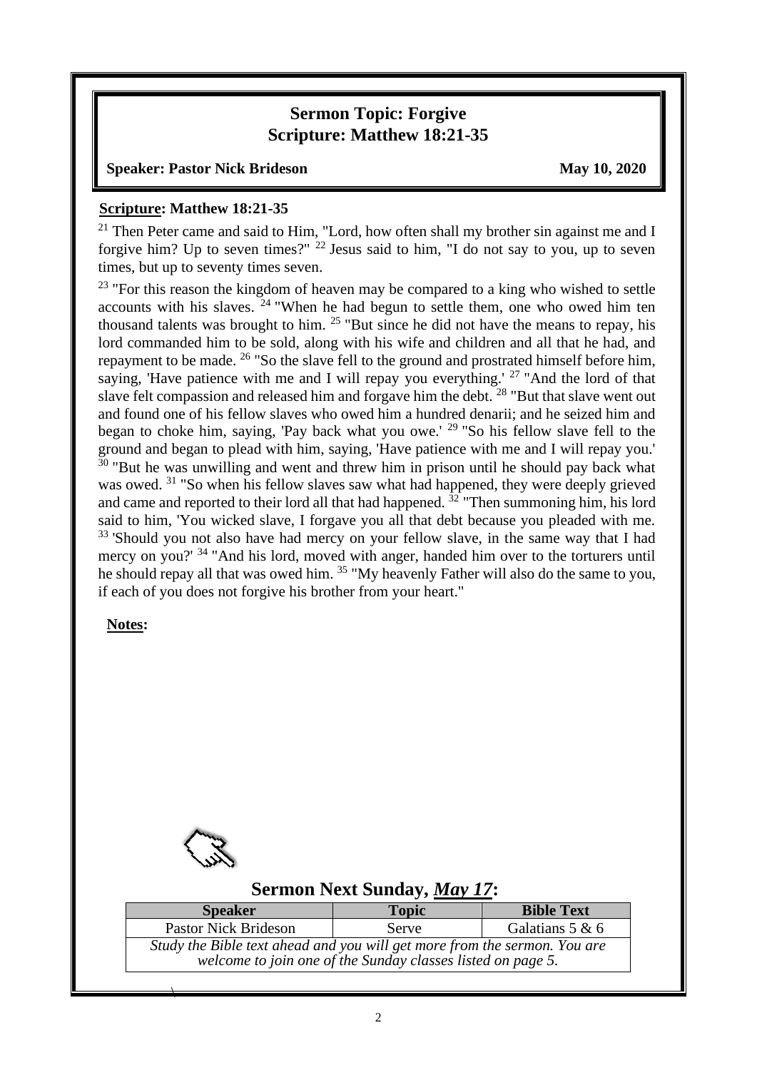## Sermon Topic: Forgive
## Scripture: Matthew 18:21-35

**Speaker: Pastor Nick Brideson** **May 10, 2020**

**Scripture: Matthew 18:21-35**

[21] Then Peter came and said to Him, "Lord, how often shall my brother sin against me and I forgive him? Up to seven times?" [22] Jesus said to him, "I do not say to you, up to seven times, but up to seventy times seven.

[23] "For this reason the kingdom of heaven may be compared to a king who wished to settle accounts with his slaves. [24] "When he had begun to settle them, one who owed him ten thousand talents was brought to him. [25] "But since he did not have the means to repay, his lord commanded him to be sold, along with his wife and children and all that he had, and repayment to be made. [26] "So the slave fell to the ground and prostrated himself before him, saying, 'Have patience with me and I will repay you everything.' [27] "And the lord of that slave felt compassion and released him and forgave him the debt. [28] "But that slave went out and found one of his fellow slaves who owed him a hundred denarii; and he seized him and began to choke him, saying, 'Pay back what you owe.' [29] "So his fellow slave fell to the ground and began to plead with him, saying, 'Have patience with me and I will repay you.' [30] "But he was unwilling and went and threw him in prison until he should pay back what was owed. [31] "So when his fellow slaves saw what had happened, they were deeply grieved and came and reported to their lord all that had happened. [32] "Then summoning him, his lord said to him, 'You wicked slave, I forgave you all that debt because you pleaded with me. [33] 'Should you not also have had mercy on your fellow slave, in the same way that I had mercy on you?' [34] "And his lord, moved with anger, handed him over to the torturers until he should repay all that was owed him. [35] "My heavenly Father will also do the same to you, if each of you does not forgive his brother from your heart."

**Notes:**

## Sermon Next Sunday, *May 17*:

| Speaker | Topic | Bible Text |
|---|---|---|
| Pastor Nick Brideson | Serve | Galatians 5 & 6 |
| *Study the Bible text ahead and you will get more from the sermon. You are welcome to join one of the Sunday classes listed on page 5.* | | |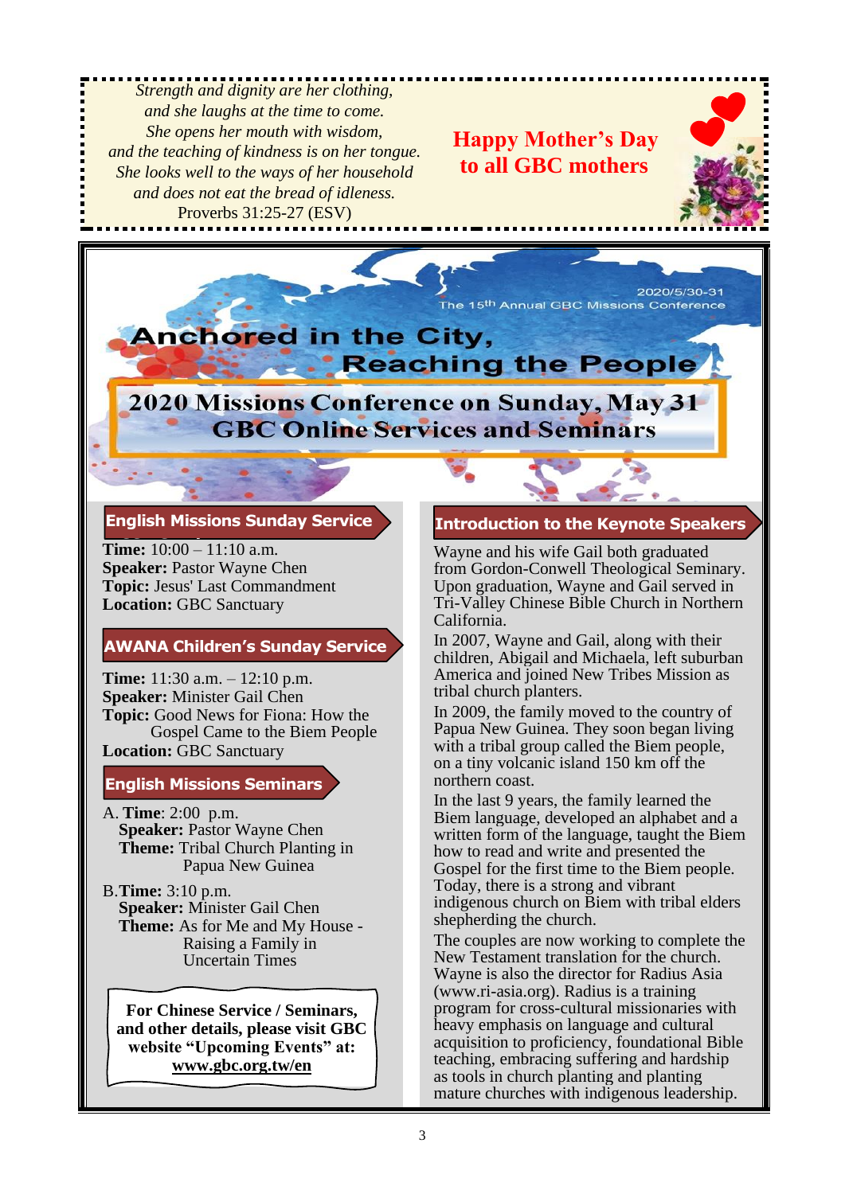*Strength and dignity are her clothing,*
*and she laughs at the time to come.*
*She opens her mouth with wisdom,*
*and the teaching of kindness is on her tongue.*
*She looks well to the ways of her household*
*and does not eat the bread of idleness.*
Proverbs 31:25-27 (ESV)

**Happy Mother's Day to all GBC mothers**

2020/5/30-31
The 15th Annual GBC Missions Conference

# Anchored in the City, Reaching the People

## 2020 Missions Conference on Sunday, May 31 GBC Online Services and Seminars

### English Missions Sunday Service

**Time:** 10:00 – 11:10 a.m.
**Speaker:** Pastor Wayne Chen
**Topic:** Jesus' Last Commandment
**Location:** GBC Sanctuary

### AWANA Children's Sunday Service

**Time:** 11:30 a.m. – 12:10 p.m.
**Speaker:** Minister Gail Chen
**Topic:** Good News for Fiona: How the Gospel Came to the Biem People
**Location:** GBC Sanctuary

### English Missions Seminars

A. **Time**: 2:00 p.m.
**Speaker:** Pastor Wayne Chen
**Theme:** Tribal Church Planting in Papua New Guinea

B. **Time:** 3:10 p.m.
**Speaker:** Minister Gail Chen
**Theme:** As for Me and My House - Raising a Family in Uncertain Times

**For Chinese Service / Seminars, and other details, please visit GBC website "Upcoming Events" at: www.gbc.org.tw/en**

### Introduction to the Keynote Speakers

Wayne and his wife Gail both graduated from Gordon-Conwell Theological Seminary. Upon graduation, Wayne and Gail served in Tri-Valley Chinese Bible Church in Northern California.

In 2007, Wayne and Gail, along with their children, Abigail and Michaela, left suburban America and joined New Tribes Mission as tribal church planters.

In 2009, the family moved to the country of Papua New Guinea. They soon began living with a tribal group called the Biem people, on a tiny volcanic island 150 km off the northern coast.

In the last 9 years, the family learned the Biem language, developed an alphabet and a written form of the language, taught the Biem how to read and write and presented the Gospel for the first time to the Biem people. Today, there is a strong and vibrant indigenous church on Biem with tribal elders shepherding the church.

The couples are now working to complete the New Testament translation for the church. Wayne is also the director for Radius Asia (www.ri-asia.org). Radius is a training program for cross-cultural missionaries with heavy emphasis on language and cultural acquisition to proficiency, foundational Bible teaching, embracing suffering and hardship as tools in church planting and planting mature churches with indigenous leadership.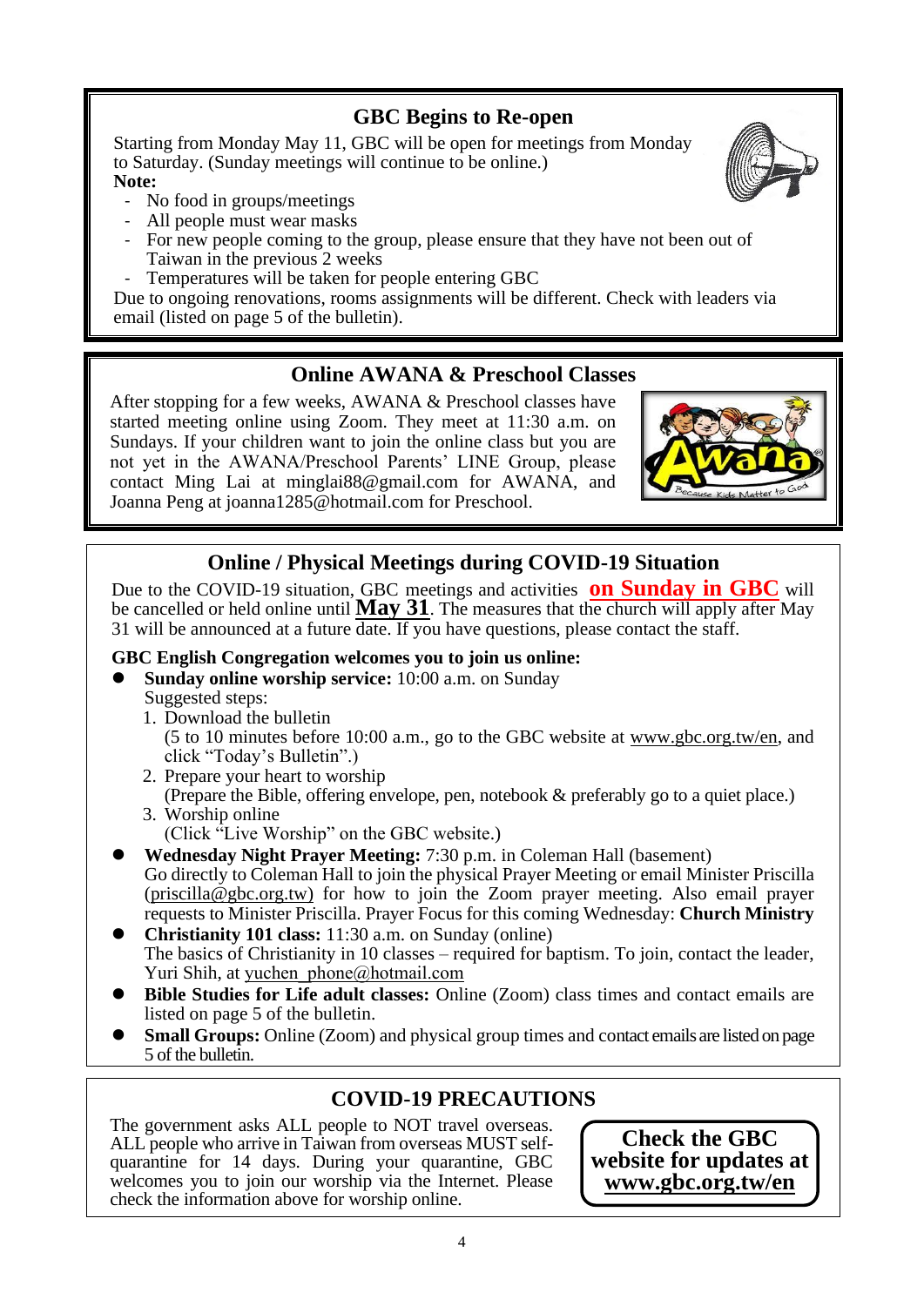## GBC Begins to Re-open

Starting from Monday May 11, GBC will be open for meetings from Monday to Saturday. (Sunday meetings will continue to be online.)

**Note:**

- No food in groups/meetings
- All people must wear masks
- For new people coming to the group, please ensure that they have not been out of Taiwan in the previous 2 weeks
- Temperatures will be taken for people entering GBC

Due to ongoing renovations, rooms assignments will be different. Check with leaders via email (listed on page 5 of the bulletin).

## Online AWANA & Preschool Classes

After stopping for a few weeks, AWANA & Preschool classes have started meeting online using Zoom. They meet at 11:30 a.m. on Sundays. If your children want to join the online class but you are not yet in the AWANA/Preschool Parents' LINE Group, please contact Ming Lai at minglai88@gmail.com for AWANA, and Joanna Peng at joanna1285@hotmail.com for Preschool.

## Online / Physical Meetings during COVID-19 Situation

Due to the COVID-19 situation, GBC meetings and activities **on Sunday in GBC** will be cancelled or held online until **May 31**. The measures that the church will apply after May 31 will be announced at a future date. If you have questions, please contact the staff.

**GBC English Congregation welcomes you to join us online:**

- **Sunday online worship service:** 10:00 a.m. on Sunday
  Suggested steps:
  1. Download the bulletin
     (5 to 10 minutes before 10:00 a.m., go to the GBC website at www.gbc.org.tw/en, and click "Today's Bulletin".)
  2. Prepare your heart to worship
     (Prepare the Bible, offering envelope, pen, notebook & preferably go to a quiet place.)
  3. Worship online
     (Click "Live Worship" on the GBC website.)
- **Wednesday Night Prayer Meeting:** 7:30 p.m. in Coleman Hall (basement)
  Go directly to Coleman Hall to join the physical Prayer Meeting or email Minister Priscilla (priscilla@gbc.org.tw) for how to join the Zoom prayer meeting. Also email prayer requests to Minister Priscilla. Prayer Focus for this coming Wednesday: **Church Ministry**
- **Christianity 101 class:** 11:30 a.m. on Sunday (online)
  The basics of Christianity in 10 classes – required for baptism. To join, contact the leader, Yuri Shih, at yuchen_phone@hotmail.com
- **Bible Studies for Life adult classes:** Online (Zoom) class times and contact emails are listed on page 5 of the bulletin.
- **Small Groups:** Online (Zoom) and physical group times and contact emails are listed on page 5 of the bulletin.

## COVID-19 PRECAUTIONS

The government asks ALL people to NOT travel overseas. ALL people who arrive in Taiwan from overseas MUST self-quarantine for 14 days. During your quarantine, GBC welcomes you to join our worship via the Internet. Please check the information above for worship online.

**Check the GBC website for updates at www.gbc.org.tw/en**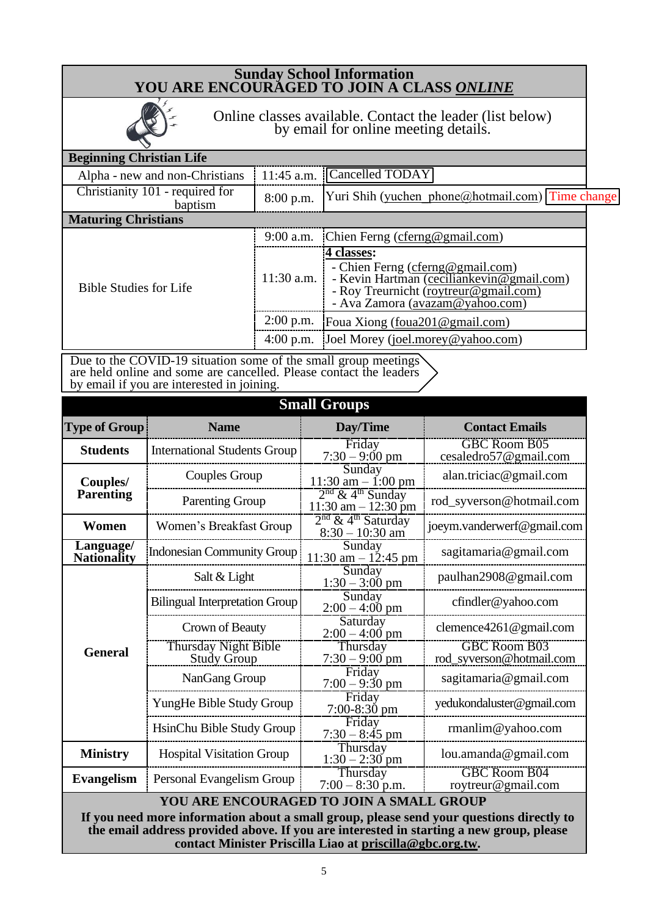## Sunday School Information
## YOU ARE ENCOURAGED TO JOIN A CLASS *ONLINE*

Online classes available. Contact the leader (list below) by email for online meeting details.

| **Beginning Christian Life** | | |
|---|---|---|
| Alpha - new and non-Christians | 11:45 a.m. | Cancelled TODAY |
| Christianity 101 - required for baptism | 8:00 p.m. | Yuri Shih (yuchen_phone@hotmail.com) Time change |
| **Maturing Christians** | | |
| Bible Studies for Life | 9:00 a.m. | Chien Ferng (cferng@gmail.com) |
| | 11:30 a.m. | **4 classes:** - Chien Ferng (cferng@gmail.com) - Kevin Hartman (ceciliankevin@gmail.com) - Roy Treurnicht (roytreur@gmail.com) - Ava Zamora (avazam@yahoo.com) |
| | 2:00 p.m. | Foua Xiong (foua201@gmail.com) |
| | 4:00 p.m. | Joel Morey (joel.morey@yahoo.com) |

Due to the COVID-19 situation some of the small group meetings are held online and some are cancelled. Please contact the leaders by email if you are interested in joining.

## Small Groups

| Type of Group | Name | Day/Time | Contact Emails |
|---|---|---|---|
| **Students** | International Students Group | Friday 7:30 – 9:00 pm | GBC Room B05 cesaledro57@gmail.com |
| **Couples/ Parenting** | Couples Group | Sunday 11:30 am – 1:00 pm | alan.triciac@gmail.com |
| | Parenting Group | 2nd & 4th Sunday 11:30 am – 12:30 pm | rod_syverson@hotmail.com |
| **Women** | Women's Breakfast Group | 2nd & 4th Saturday 8:30 – 10:30 am | joeym.vanderwerf@gmail.com |
| **Language/ Nationality** | Indonesian Community Group | Sunday 11:30 am – 12:45 pm | sagitamaria@gmail.com |
| **General** | Salt & Light | Sunday 1:30 – 3:00 pm | paulhan2908@gmail.com |
| | Bilingual Interpretation Group | Sunday 2:00 – 4:00 pm | cfindler@yahoo.com |
| | Crown of Beauty | Saturday 2:00 – 4:00 pm | clemence4261@gmail.com |
| | Thursday Night Bible Study Group | Thursday 7:30 – 9:00 pm | GBC Room B03 rod_syverson@hotmail.com |
| | NanGang Group | Friday 7:00 – 9:30 pm | sagitamaria@gmail.com |
| | YungHe Bible Study Group | Friday 7:00-8:30 pm | yedukondaluster@gmail.com |
| | HsinChu Bible Study Group | Friday 7:30 – 8:45 pm | rmanlim@yahoo.com |
| **Ministry** | Hospital Visitation Group | Thursday 1:30 – 2:30 pm | lou.amanda@gmail.com |
| **Evangelism** | Personal Evangelism Group | Thursday 7:00 – 8:30 p.m. | GBC Room B04 roytreur@gmail.com |

**YOU ARE ENCOURAGED TO JOIN A SMALL GROUP**

**If you need more information about a small group, please send your questions directly to the email address provided above. If you are interested in starting a new group, please contact Minister Priscilla Liao at priscilla@gbc.org.tw.**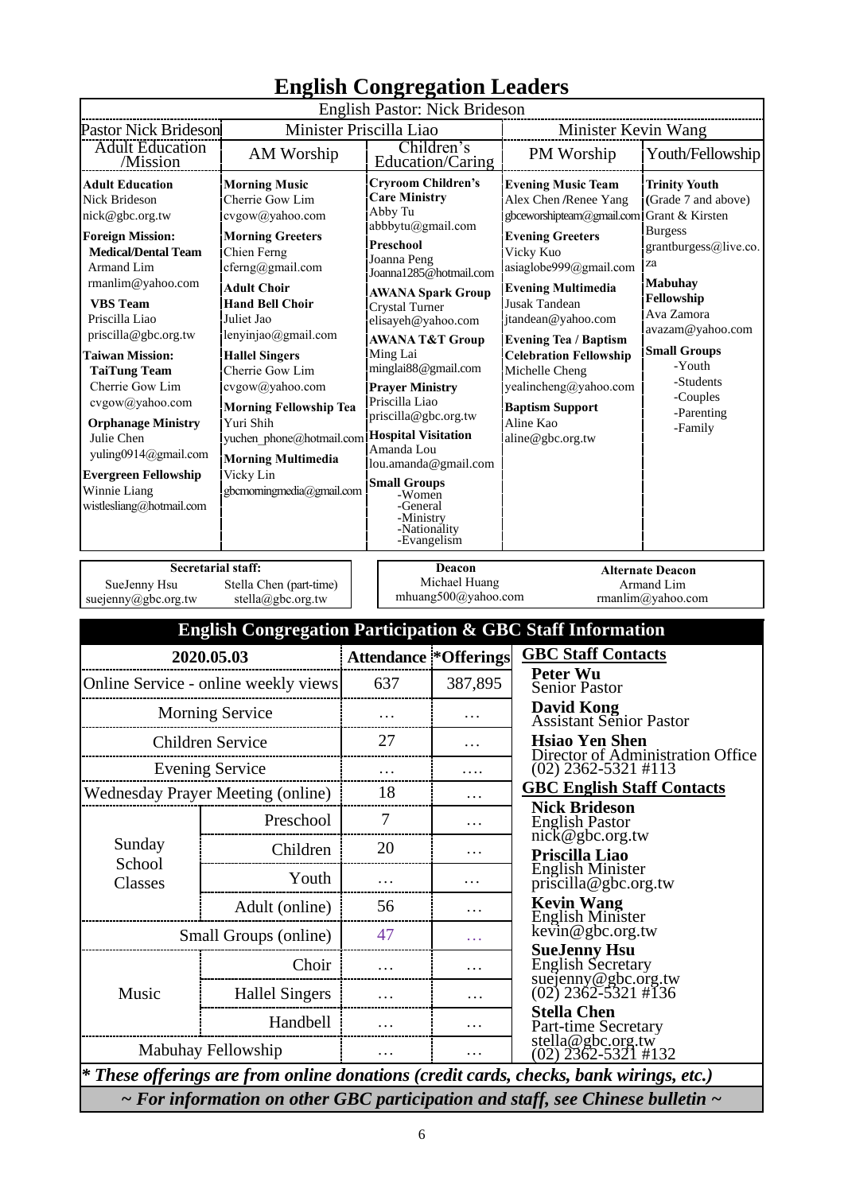# English Congregation Leaders

English Pastor: Nick Brideson

| Pastor Nick Brideson | Minister Priscilla Liao | | Minister Kevin Wang | |
|---|---|---|---|---|
| Adult Education /Mission | AM Worship | Children's Education/Caring | PM Worship | Youth/Fellowship |
| **Adult Education**<br>Nick Brideson<br>nick@gbc.org.tw<br>**Foreign Mission:**<br>**Medical/Dental Team**<br>Armand Lim<br>rmanlim@yahoo.com<br>**VBS Team**<br>Priscilla Liao<br>priscilla@gbc.org.tw<br>**Taiwan Mission:**<br>**TaiTung Team**<br>Cherrie Gow Lim<br>cvgow@yahoo.com<br>**Orphanage Ministry**<br>Julie Chen<br>yuling0914@gmail.com<br>**Evergreen Fellowship**<br>Winnie Liang<br>wistlesliang@hotmail.com | **Morning Music**<br>Cherrie Gow Lim<br>cvgow@yahoo.com<br>**Morning Greeters**<br>Chien Ferng<br>cferng@gmail.com<br>**Adult Choir**<br>**Hand Bell Choir**<br>Juliet Jao<br>lenyinjao@gmail.com<br>**Hallel Singers**<br>Cherrie Gow Lim<br>cvgow@yahoo.com<br>**Morning Fellowship Tea**<br>Yuri Shih<br>yuchen_phone@hotmail.com<br>**Morning Multimedia**<br>Vicky Lin<br>gbcmorningmedia@gmail.com | **Cryroom Children's Care Ministry**<br>Abby Tu<br>abbbytu@gmail.com<br>**Preschool**<br>Joanna Peng<br>Joanna1285@hotmail.com<br>**AWANA Spark Group**<br>Crystal Turner<br>elisayeh@yahoo.com<br>**AWANA T&T Group**<br>Ming Lai<br>minglai88@gmail.com<br>**Prayer Ministry**<br>Priscilla Liao<br>priscilla@gbc.org.tw<br>**Hospital Visitation**<br>Amanda Lou<br>lou.amanda@gmail.com<br>**Small Groups**<br>-Women<br>-General<br>-Ministry<br>-Nationality<br>-Evangelism | **Evening Music Team**<br>Alex Chen /Renee Yang<br>gbceworshipteam@gmail.com<br>**Evening Greeters**<br>Vicky Kuo<br>asiaglobe999@gmail.com<br>**Evening Multimedia**<br>Jusak Tandean<br>jtandean@yahoo.com<br>**Evening Tea / Baptism Celebration Fellowship**<br>Michelle Cheng<br>yealincheng@yahoo.com<br>**Baptism Support**<br>Aline Kao<br>aline@gbc.org.tw | **Trinity Youth** (Grade 7 and above)<br>Grant & Kirsten Burgess<br>grantburgess@live.co.za<br>**Mabuhay Fellowship**<br>Ava Zamora<br>avazam@yahoo.com<br>**Small Groups**<br>-Youth<br>-Students<br>-Couples<br>-Parenting<br>-Family |

**Secretarial staff:**
SueJenny Hsu — suejenny@gbc.org.tw
Stella Chen (part-time) — stella@gbc.org.tw

**Deacon**
Michael Huang
mhuang500@yahoo.com

**Alternate Deacon**
Armand Lim
rmanlim@yahoo.com

## English Congregation Participation & GBC Staff Information

| 2020.05.03 | | Attendance | *Offerings |
|---|---|---|---|
| Online Service - online weekly views | | 637 | 387,895 |
| Morning Service | | … | … |
| Children Service | | 27 | … |
| Evening Service | | … | …. |
| Wednesday Prayer Meeting (online) | | 18 | … |
| Sunday School Classes | Preschool | 7 | … |
| | Children | 20 | … |
| | Youth | … | … |
| | Adult (online) | 56 | … |
| Small Groups (online) | | 47 | … |
| Music | Choir | … | … |
| | Hallel Singers | … | … |
| | Handbell | … | … |
| Mabuhay Fellowship | | … | … |

### GBC Staff Contacts

**Peter Wu**
Senior Pastor

**David Kong**
Assistant Senior Pastor

**Hsiao Yen Shen**
Director of Administration Office
(02) 2362-5321 #113

### GBC English Staff Contacts

**Nick Brideson**
English Pastor
nick@gbc.org.tw

**Priscilla Liao**
English Minister
priscilla@gbc.org.tw

**Kevin Wang**
English Minister
kevin@gbc.org.tw

**SueJenny Hsu**
English Secretary
suejenny@gbc.org.tw
(02) 2362-5321 #136

**Stella Chen**
Part-time Secretary
stella@gbc.org.tw
(02) 2362-5321 #132

*** These offerings are from online donations (credit cards, checks, bank wirings, etc.)***

*~ For information on other GBC participation and staff, see Chinese bulletin ~*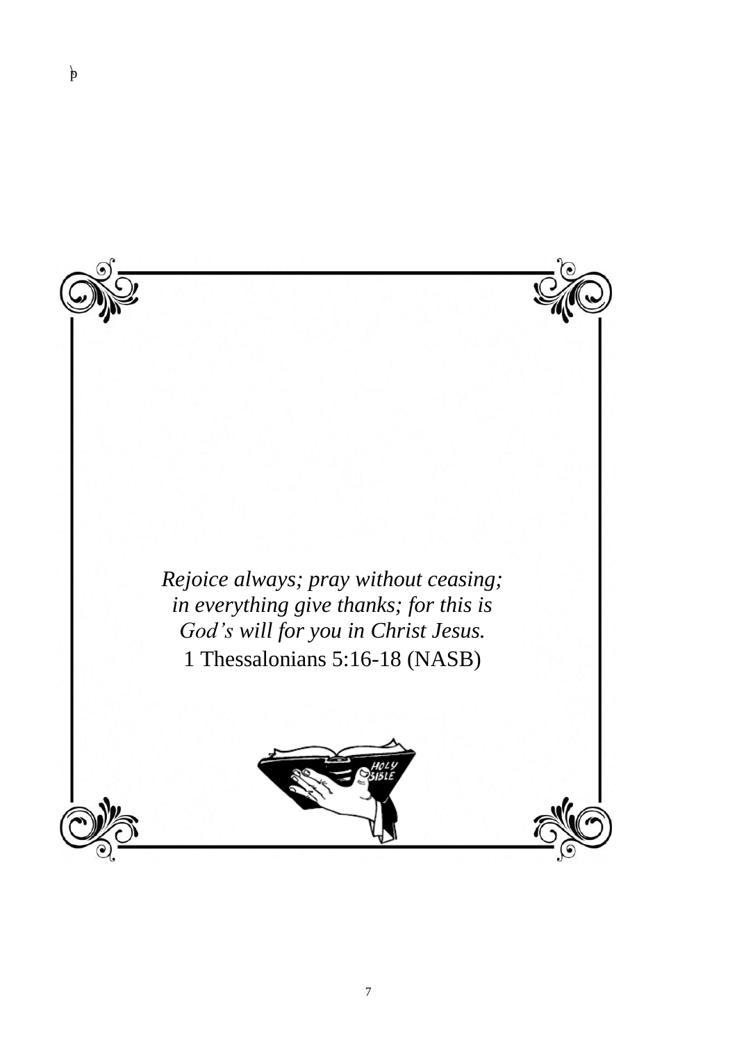*Rejoice always; pray without ceasing;*
*in everything give thanks; for this is*
*God's will for you in Christ Jesus.*
1 Thessalonians 5:16-18 (NASB)